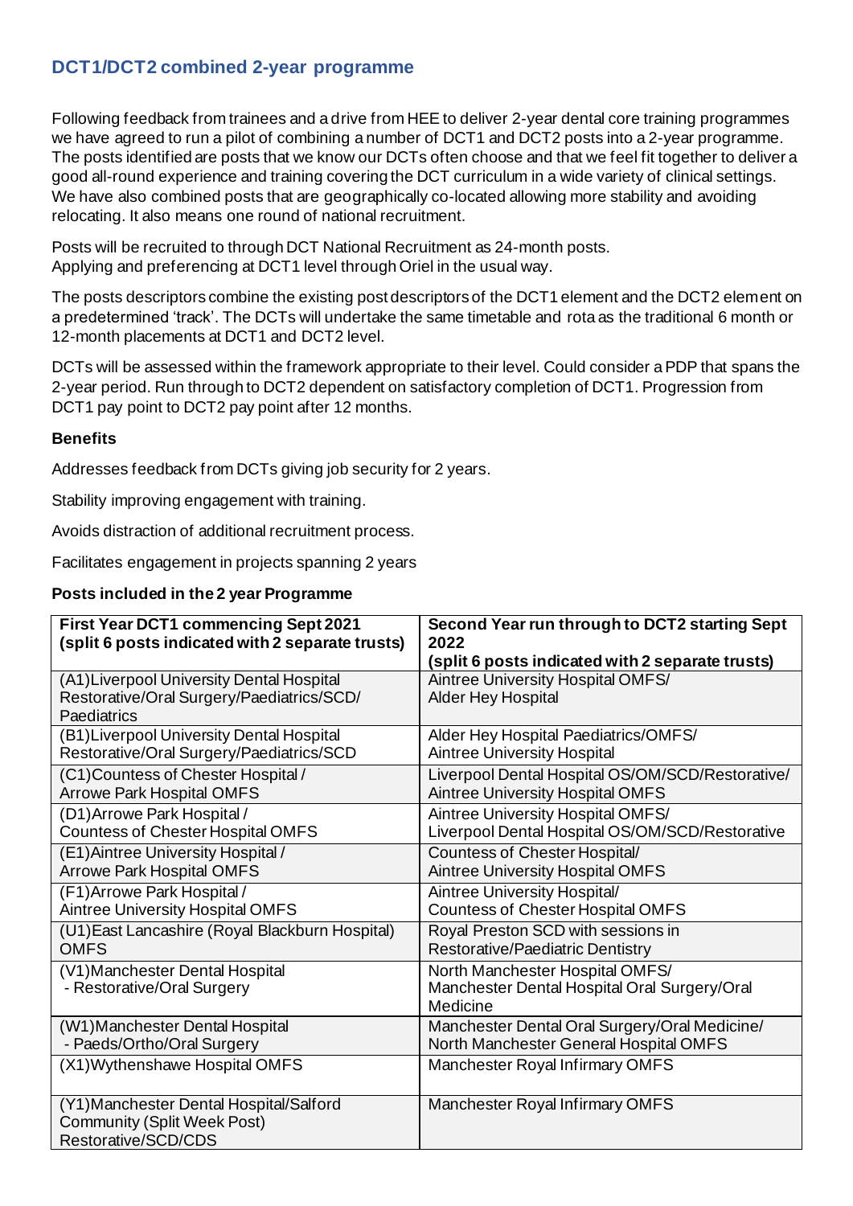## DCT1/DCT2 combined 2-year programme

Following feedback from trainees and a drive from HEE to deliver 2-year dental core training programmes we have agreed to run a pilot of combining a number of DCT1 and DCT2 posts into a 2-year programme. The posts identified are posts that we know our DCTs often choose and that we feel fit together to deliver a good all-round experience and training covering the DCT curriculum in a wide variety of clinical settings. We have also combined posts that are geographically co-located allowing more stability and avoiding relocating. It also means one round of national recruitment.

Posts will be recruited to through DCT National Recruitment as 24-month posts.
Applying and preferencing at DCT1 level through Oriel in the usual way.

The posts descriptors combine the existing post descriptors of the DCT1 element and the DCT2 element on a predetermined 'track'. The DCTs will undertake the same timetable and rota as the traditional 6 month or 12-month placements at DCT1 and DCT2 level.

DCTs will be assessed within the framework appropriate to their level. Could consider a PDP that spans the 2-year period. Run through to DCT2 dependent on satisfactory completion of DCT1. Progression from DCT1 pay point to DCT2 pay point after 12 months.

**Benefits**

Addresses feedback from DCTs giving job security for 2 years.

Stability improving engagement with training.

Avoids distraction of additional recruitment process.

Facilitates engagement in projects spanning 2 years

**Posts included in the 2 year Programme**

| First Year DCT1 commencing Sept 2021 (split 6 posts indicated with 2 separate trusts) | Second Year run through to DCT2 starting Sept 2022 (split 6 posts indicated with 2 separate trusts) |
|---|---|
| (A1)Liverpool University Dental Hospital Restorative/Oral Surgery/Paediatrics/SCD/ Paediatrics | Aintree University Hospital OMFS/ Alder Hey Hospital |
| (B1)Liverpool University Dental Hospital Restorative/Oral Surgery/Paediatrics/SCD | Alder Hey Hospital Paediatrics/OMFS/ Aintree University Hospital |
| (C1)Countess of Chester Hospital / Arrowe Park Hospital OMFS | Liverpool Dental Hospital OS/OM/SCD/Restorative/ Aintree University Hospital OMFS |
| (D1)Arrowe Park Hospital / Countess of Chester Hospital OMFS | Aintree University Hospital OMFS/ Liverpool Dental Hospital OS/OM/SCD/Restorative |
| (E1)Aintree University Hospital / Arrowe Park Hospital OMFS | Countess of Chester Hospital/ Aintree University Hospital OMFS |
| (F1)Arrowe Park Hospital / Aintree University Hospital OMFS | Aintree University Hospital/ Countess of Chester Hospital OMFS |
| (U1)East Lancashire (Royal Blackburn Hospital) OMFS | Royal Preston SCD with sessions in Restorative/Paediatric Dentistry |
| (V1)Manchester Dental Hospital - Restorative/Oral Surgery | North Manchester Hospital OMFS/ Manchester Dental Hospital Oral Surgery/Oral Medicine |
| (W1)Manchester Dental Hospital - Paeds/Ortho/Oral Surgery | Manchester Dental Oral Surgery/Oral Medicine/ North Manchester General Hospital OMFS |
| (X1)Wythenshawe Hospital OMFS | Manchester Royal Infirmary OMFS |
| (Y1)Manchester Dental Hospital/Salford Community (Split Week Post) Restorative/SCD/CDS | Manchester Royal Infirmary OMFS |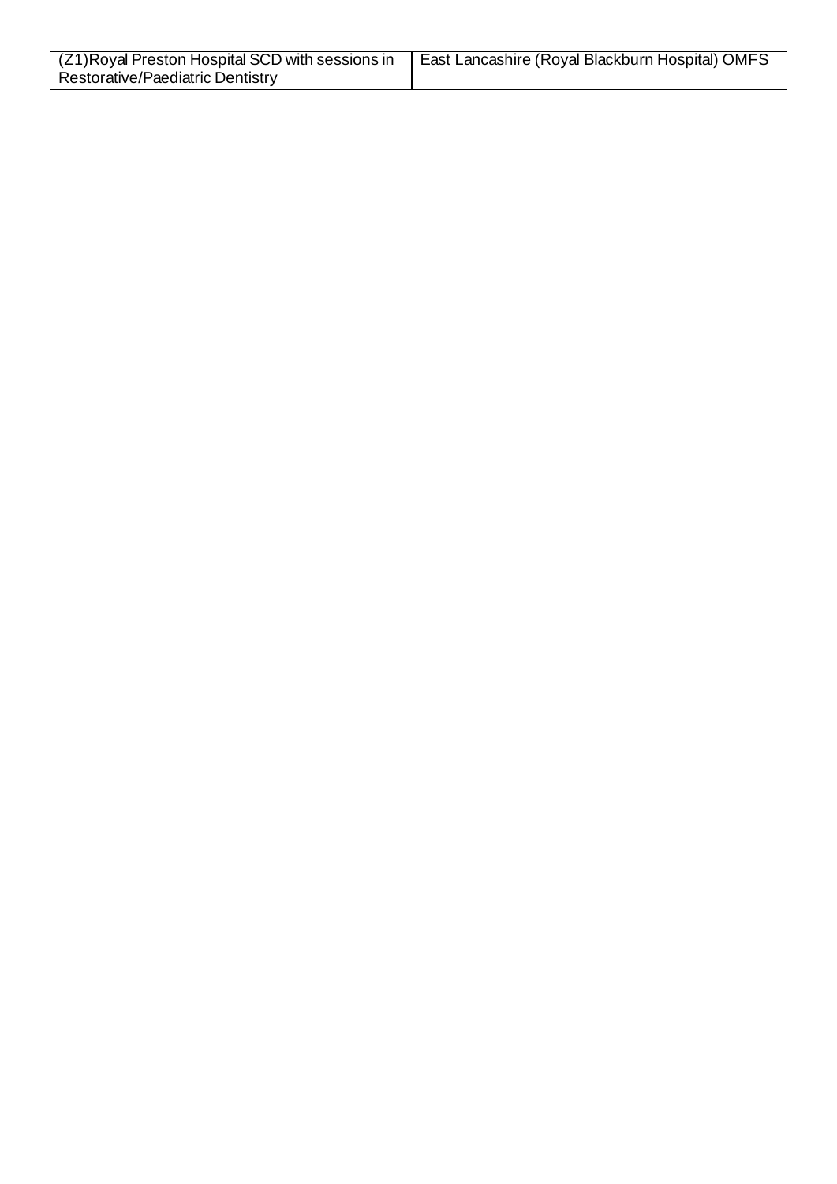| | |
|---|---|
| (Z1)Royal Preston Hospital SCD with sessions in Restorative/Paediatric Dentistry | East Lancashire (Royal Blackburn Hospital) OMFS |